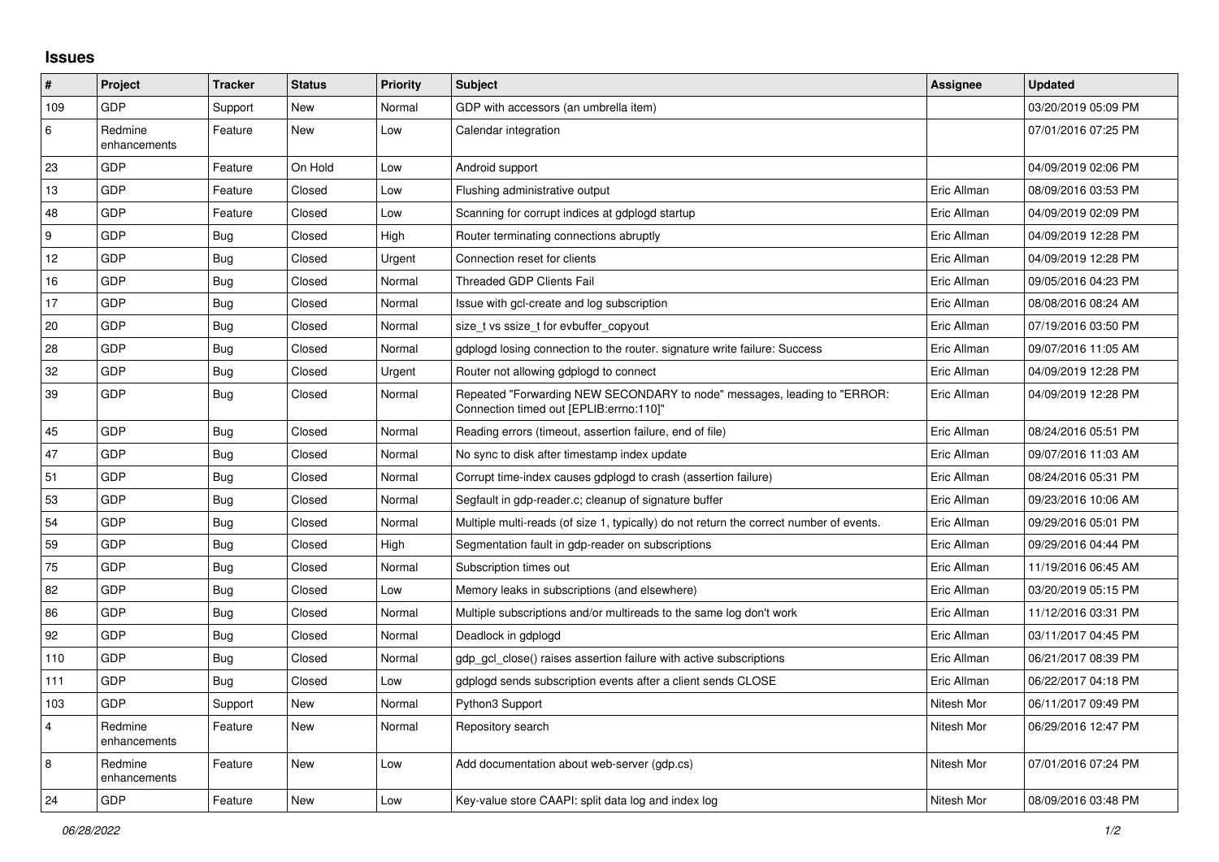## Issues

| # | Project | Tracker | Status | Priority | Subject | Assignee | Updated |
|---|---|---|---|---|---|---|---|
| 109 | GDP | Support | New | Normal | GDP with accessors (an umbrella item) | | 03/20/2019 05:09 PM |
| 6 | Redmine enhancements | Feature | New | Low | Calendar integration | | 07/01/2016 07:25 PM |
| 23 | GDP | Feature | On Hold | Low | Android support | | 04/09/2019 02:06 PM |
| 13 | GDP | Feature | Closed | Low | Flushing administrative output | Eric Allman | 08/09/2016 03:53 PM |
| 48 | GDP | Feature | Closed | Low | Scanning for corrupt indices at gdplogd startup | Eric Allman | 04/09/2019 02:09 PM |
| 9 | GDP | Bug | Closed | High | Router terminating connections abruptly | Eric Allman | 04/09/2019 12:28 PM |
| 12 | GDP | Bug | Closed | Urgent | Connection reset for clients | Eric Allman | 04/09/2019 12:28 PM |
| 16 | GDP | Bug | Closed | Normal | Threaded GDP Clients Fail | Eric Allman | 09/05/2016 04:23 PM |
| 17 | GDP | Bug | Closed | Normal | Issue with gcl-create and log subscription | Eric Allman | 08/08/2016 08:24 AM |
| 20 | GDP | Bug | Closed | Normal | size_t vs ssize_t for evbuffer_copyout | Eric Allman | 07/19/2016 03:50 PM |
| 28 | GDP | Bug | Closed | Normal | gdplogd losing connection to the router. signature write failure: Success | Eric Allman | 09/07/2016 11:05 AM |
| 32 | GDP | Bug | Closed | Urgent | Router not allowing gdplogd to connect | Eric Allman | 04/09/2019 12:28 PM |
| 39 | GDP | Bug | Closed | Normal | Repeated "Forwarding NEW SECONDARY to node" messages, leading to "ERROR: Connection timed out [EPLIB:errno:110]" | Eric Allman | 04/09/2019 12:28 PM |
| 45 | GDP | Bug | Closed | Normal | Reading errors (timeout, assertion failure, end of file) | Eric Allman | 08/24/2016 05:51 PM |
| 47 | GDP | Bug | Closed | Normal | No sync to disk after timestamp index update | Eric Allman | 09/07/2016 11:03 AM |
| 51 | GDP | Bug | Closed | Normal | Corrupt time-index causes gdplogd to crash (assertion failure) | Eric Allman | 08/24/2016 05:31 PM |
| 53 | GDP | Bug | Closed | Normal | Segfault in gdp-reader.c; cleanup of signature buffer | Eric Allman | 09/23/2016 10:06 AM |
| 54 | GDP | Bug | Closed | Normal | Multiple multi-reads (of size 1, typically) do not return the correct number of events. | Eric Allman | 09/29/2016 05:01 PM |
| 59 | GDP | Bug | Closed | High | Segmentation fault in gdp-reader on subscriptions | Eric Allman | 09/29/2016 04:44 PM |
| 75 | GDP | Bug | Closed | Normal | Subscription times out | Eric Allman | 11/19/2016 06:45 AM |
| 82 | GDP | Bug | Closed | Low | Memory leaks in subscriptions (and elsewhere) | Eric Allman | 03/20/2019 05:15 PM |
| 86 | GDP | Bug | Closed | Normal | Multiple subscriptions and/or multireads to the same log don't work | Eric Allman | 11/12/2016 03:31 PM |
| 92 | GDP | Bug | Closed | Normal | Deadlock in gdplogd | Eric Allman | 03/11/2017 04:45 PM |
| 110 | GDP | Bug | Closed | Normal | gdp_gcl_close() raises assertion failure with active subscriptions | Eric Allman | 06/21/2017 08:39 PM |
| 111 | GDP | Bug | Closed | Low | gdplogd sends subscription events after a client sends CLOSE | Eric Allman | 06/22/2017 04:18 PM |
| 103 | GDP | Support | New | Normal | Python3 Support | Nitesh Mor | 06/11/2017 09:49 PM |
| 4 | Redmine enhancements | Feature | New | Normal | Repository search | Nitesh Mor | 06/29/2016 12:47 PM |
| 8 | Redmine enhancements | Feature | New | Low | Add documentation about web-server (gdp.cs) | Nitesh Mor | 07/01/2016 07:24 PM |
| 24 | GDP | Feature | New | Low | Key-value store CAAPI: split data log and index log | Nitesh Mor | 08/09/2016 03:48 PM |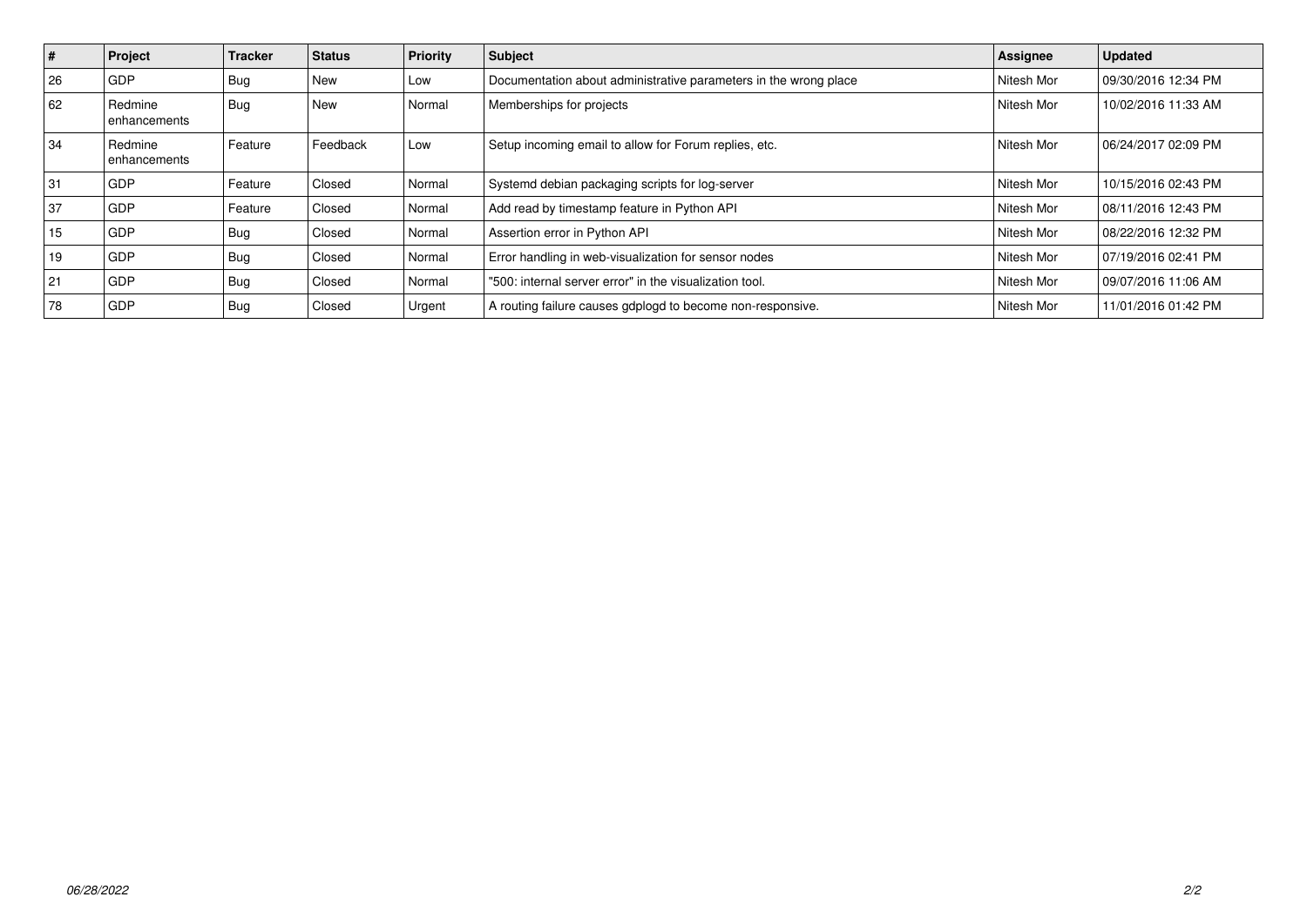| # | Project | Tracker | Status | Priority | Subject | Assignee | Updated |
|---|---|---|---|---|---|---|---|
| 26 | GDP | Bug | New | Low | Documentation about administrative parameters in the wrong place | Nitesh Mor | 09/30/2016 12:34 PM |
| 62 | Redmine enhancements | Bug | New | Normal | Memberships for projects | Nitesh Mor | 10/02/2016 11:33 AM |
| 34 | Redmine enhancements | Feature | Feedback | Low | Setup incoming email to allow for Forum replies, etc. | Nitesh Mor | 06/24/2017 02:09 PM |
| 31 | GDP | Feature | Closed | Normal | Systemd debian packaging scripts for log-server | Nitesh Mor | 10/15/2016 02:43 PM |
| 37 | GDP | Feature | Closed | Normal | Add read by timestamp feature in Python API | Nitesh Mor | 08/11/2016 12:43 PM |
| 15 | GDP | Bug | Closed | Normal | Assertion error in Python API | Nitesh Mor | 08/22/2016 12:32 PM |
| 19 | GDP | Bug | Closed | Normal | Error handling in web-visualization for sensor nodes | Nitesh Mor | 07/19/2016 02:41 PM |
| 21 | GDP | Bug | Closed | Normal | "500: internal server error" in the visualization tool. | Nitesh Mor | 09/07/2016 11:06 AM |
| 78 | GDP | Bug | Closed | Urgent | A routing failure causes gdplogd to become non-responsive. | Nitesh Mor | 11/01/2016 01:42 PM |